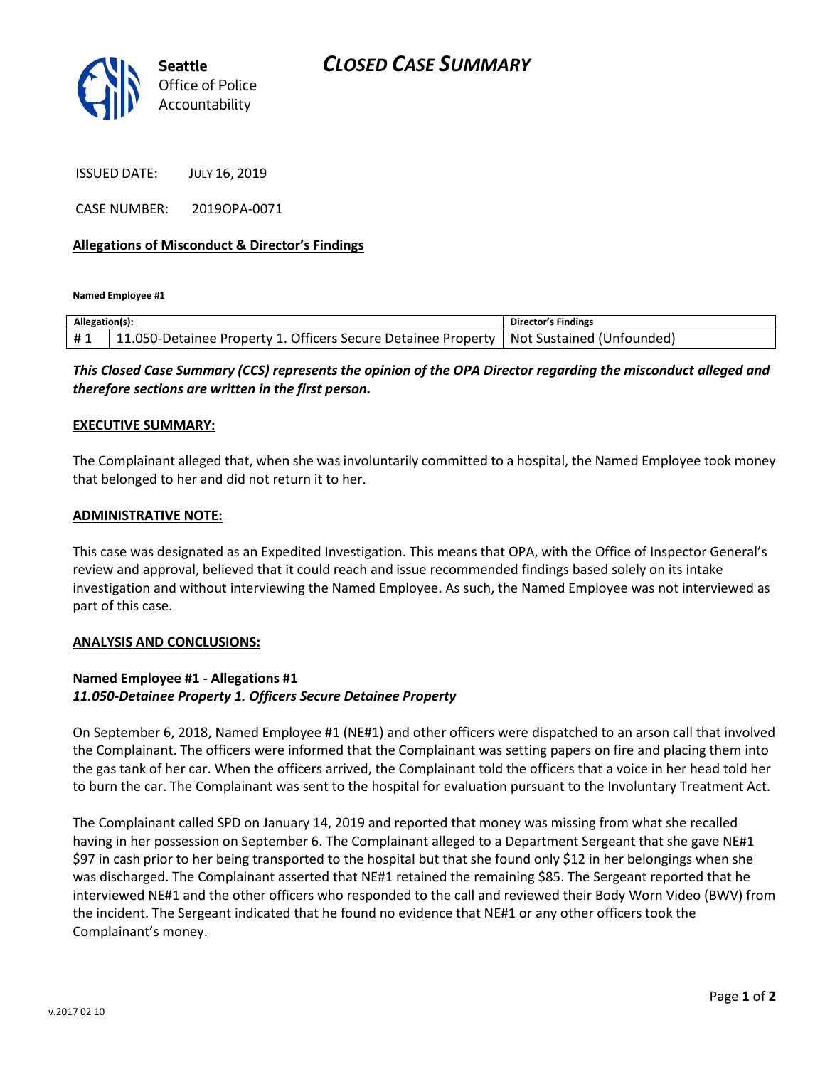Seattle
Office of Police
Accountability

# CLOSED CASE SUMMARY

ISSUED DATE: JULY 16, 2019

CASE NUMBER: 2019OPA-0071

**Allegations of Misconduct & Director's Findings**

**Named Employee #1**

| Allegation(s): | | Director's Findings |
|---|---|---|
| # 1 | 11.050-Detainee Property 1. Officers Secure Detainee Property | Not Sustained (Unfounded) |

***This Closed Case Summary (CCS) represents the opinion of the OPA Director regarding the misconduct alleged and therefore sections are written in the first person.***

**EXECUTIVE SUMMARY:**

The Complainant alleged that, when she was involuntarily committed to a hospital, the Named Employee took money that belonged to her and did not return it to her.

**ADMINISTRATIVE NOTE:**

This case was designated as an Expedited Investigation. This means that OPA, with the Office of Inspector General's review and approval, believed that it could reach and issue recommended findings based solely on its intake investigation and without interviewing the Named Employee. As such, the Named Employee was not interviewed as part of this case.

**ANALYSIS AND CONCLUSIONS:**

**Named Employee #1 - Allegations #1**
***11.050-Detainee Property 1. Officers Secure Detainee Property***

On September 6, 2018, Named Employee #1 (NE#1) and other officers were dispatched to an arson call that involved the Complainant. The officers were informed that the Complainant was setting papers on fire and placing them into the gas tank of her car. When the officers arrived, the Complainant told the officers that a voice in her head told her to burn the car. The Complainant was sent to the hospital for evaluation pursuant to the Involuntary Treatment Act.

The Complainant called SPD on January 14, 2019 and reported that money was missing from what she recalled having in her possession on September 6. The Complainant alleged to a Department Sergeant that she gave NE#1 $97 in cash prior to her being transported to the hospital but that she found only $12 in her belongings when she was discharged. The Complainant asserted that NE#1 retained the remaining $85. The Sergeant reported that he interviewed NE#1 and the other officers who responded to the call and reviewed their Body Worn Video (BWV) from the incident. The Sergeant indicated that he found no evidence that NE#1 or any other officers took the Complainant's money.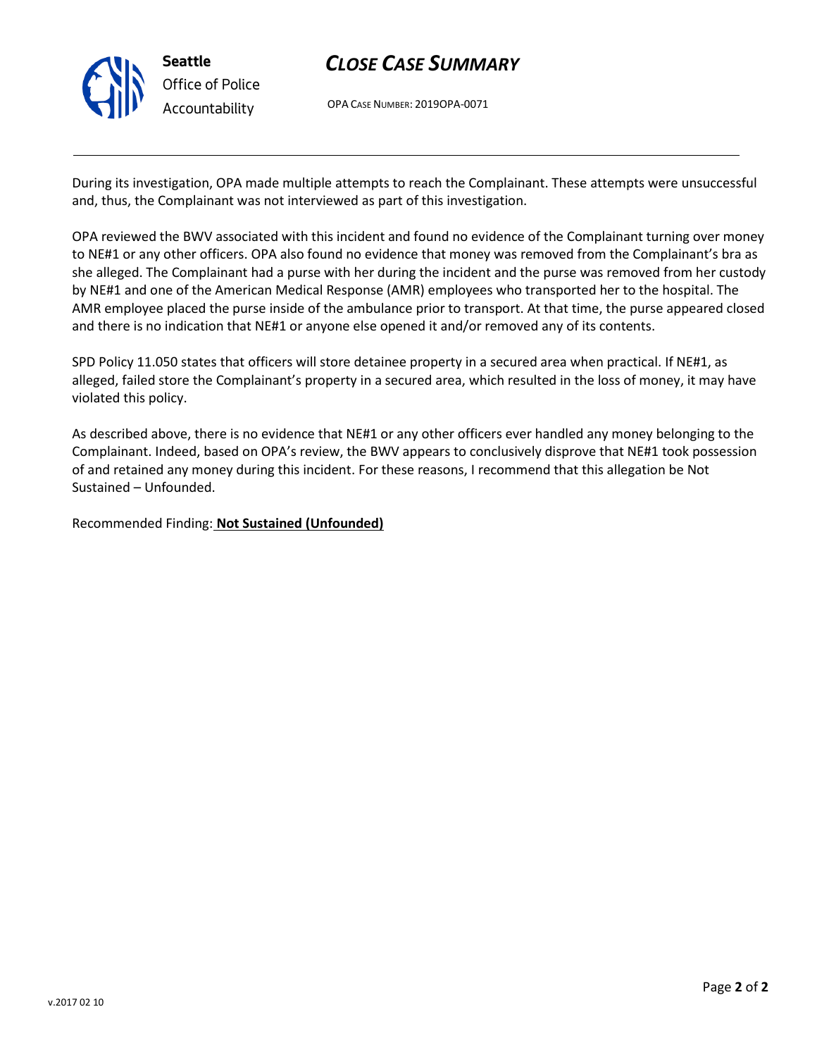During its investigation, OPA made multiple attempts to reach the Complainant. These attempts were unsuccessful and, thus, the Complainant was not interviewed as part of this investigation.

OPA reviewed the BWV associated with this incident and found no evidence of the Complainant turning over money to NE#1 or any other officers. OPA also found no evidence that money was removed from the Complainant's bra as she alleged. The Complainant had a purse with her during the incident and the purse was removed from her custody by NE#1 and one of the American Medical Response (AMR) employees who transported her to the hospital. The AMR employee placed the purse inside of the ambulance prior to transport. At that time, the purse appeared closed and there is no indication that NE#1 or anyone else opened it and/or removed any of its contents.

SPD Policy 11.050 states that officers will store detainee property in a secured area when practical. If NE#1, as alleged, failed store the Complainant's property in a secured area, which resulted in the loss of money, it may have violated this policy.

As described above, there is no evidence that NE#1 or any other officers ever handled any money belonging to the Complainant. Indeed, based on OPA's review, the BWV appears to conclusively disprove that NE#1 took possession of and retained any money during this incident. For these reasons, I recommend that this allegation be Not Sustained – Unfounded.

Recommended Finding: **Not Sustained (Unfounded)**